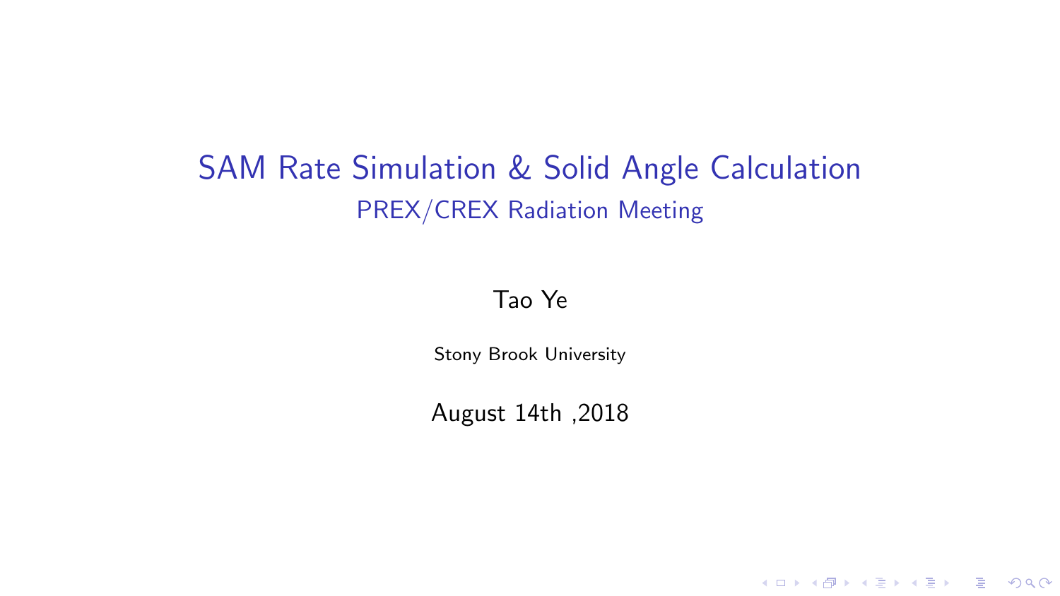# SAM Rate Simulation & Solid Angle Calculation

## PREX/CREX Radiation Meeting

Tao Ye

Stony Brook University

August 14th ,2018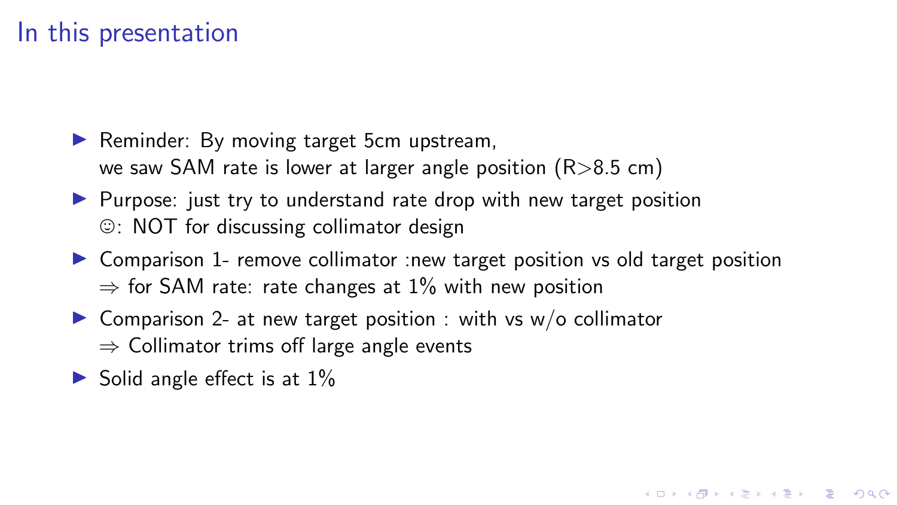# In this presentation

- Reminder: By moving target 5cm upstream, we saw SAM rate is lower at larger angle position (R>8.5 cm)
- Purpose: just try to understand rate drop with new target position ☺: NOT for discussing collimator design
- Comparison 1- remove collimator :new target position vs old target position $\Rightarrow$ for SAM rate: rate changes at 1% with new position
- Comparison 2- at new target position : with vs w/o collimator $\Rightarrow$ Collimator trims off large angle events
- Solid angle effect is at 1%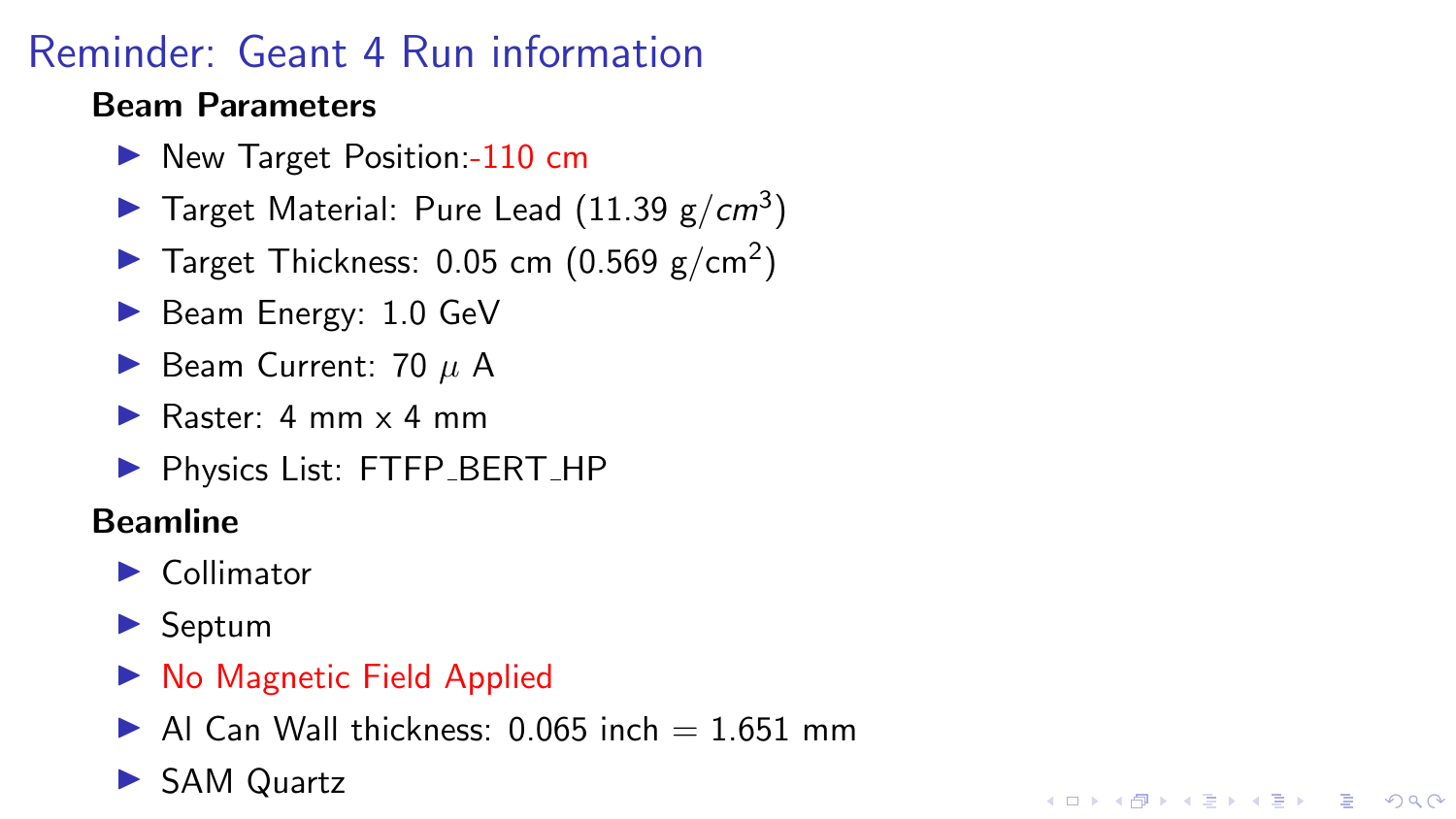# Reminder: Geant 4 Run information

**Beam Parameters**

- New Target Position:-110 cm
- Target Material: Pure Lead (11.39 g/$cm^3$)
- Target Thickness: 0.05 cm (0.569 g/$\text{cm}^2$)
- Beam Energy: 1.0 GeV
- Beam Current: 70 $\mu$ A
- Raster: 4 mm x 4 mm
- Physics List: FTFP_BERT_HP

**Beamline**

- Collimator
- Septum
- No Magnetic Field Applied
- Al Can Wall thickness: 0.065 inch = 1.651 mm
- SAM Quartz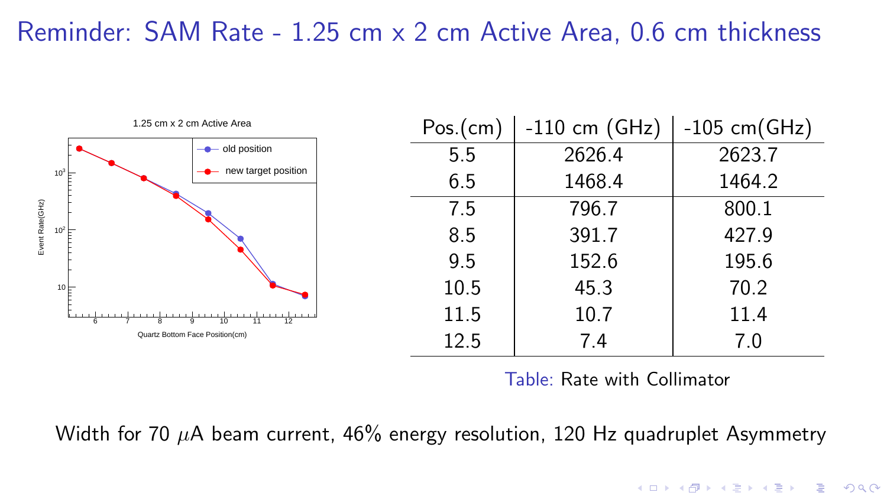# Reminder: SAM Rate - 1.25 cm x 2 cm Active Area, 0.6 cm thickness

1.25 cm x 2 cm Active Area

| Pos.(cm) | -110 cm (GHz) | -105 cm(GHz) |
|---|---|---|
| 5.5 | 2626.4 | 2623.7 |
| 6.5 | 1468.4 | 1464.2 |
| 7.5 | 796.7 | 800.1 |
| 8.5 | 391.7 | 427.9 |
| 9.5 | 152.6 | 195.6 |
| 10.5 | 45.3 | 70.2 |
| 11.5 | 10.7 | 11.4 |
| 12.5 | 7.4 | 7.0 |

Table: Rate with Collimator

Width for 70 $\mu$A beam current, 46% energy resolution, 120 Hz quadruplet Asymmetry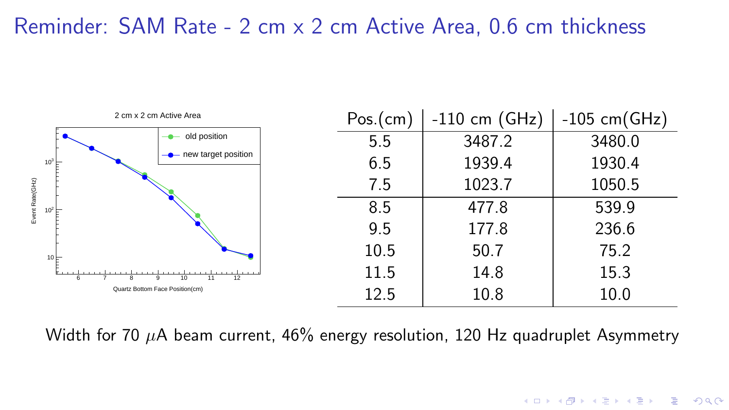# Reminder: SAM Rate - 2 cm x 2 cm Active Area, 0.6 cm thickness

2 cm x 2 cm Active Area

| Pos.(cm) | -110 cm (GHz) | -105 cm(GHz) |
|---|---|---|
| 5.5 | 3487.2 | 3480.0 |
| 6.5 | 1939.4 | 1930.4 |
| 7.5 | 1023.7 | 1050.5 |
| 8.5 | 477.8 | 539.9 |
| 9.5 | 177.8 | 236.6 |
| 10.5 | 50.7 | 75.2 |
| 11.5 | 14.8 | 15.3 |
| 12.5 | 10.8 | 10.0 |

Width for 70 $\mu$A beam current, 46% energy resolution, 120 Hz quadruplet Asymmetry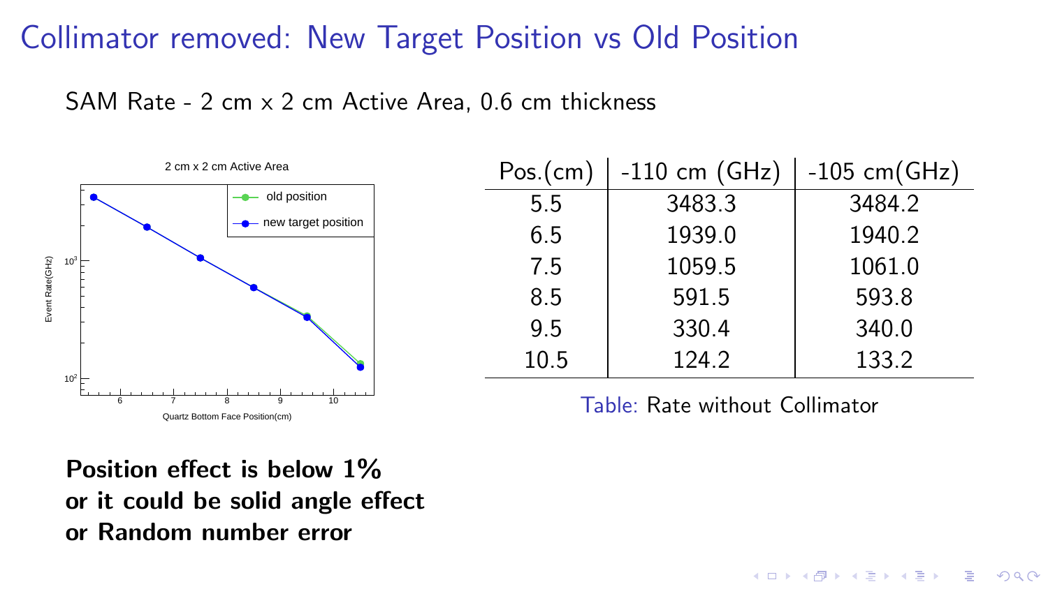# Collimator removed: New Target Position vs Old Position

SAM Rate - 2 cm x 2 cm Active Area, 0.6 cm thickness

| Pos.(cm) | -110 cm (GHz) | -105 cm(GHz) |
|---|---|---|
| 5.5 | 3483.3 | 3484.2 |
| 6.5 | 1939.0 | 1940.2 |
| 7.5 | 1059.5 | 1061.0 |
| 8.5 | 591.5 | 593.8 |
| 9.5 | 330.4 | 340.0 |
| 10.5 | 124.2 | 133.2 |

Table: Rate without Collimator

**Position effect is below 1%**
**or it could be solid angle effect**
**or Random number error**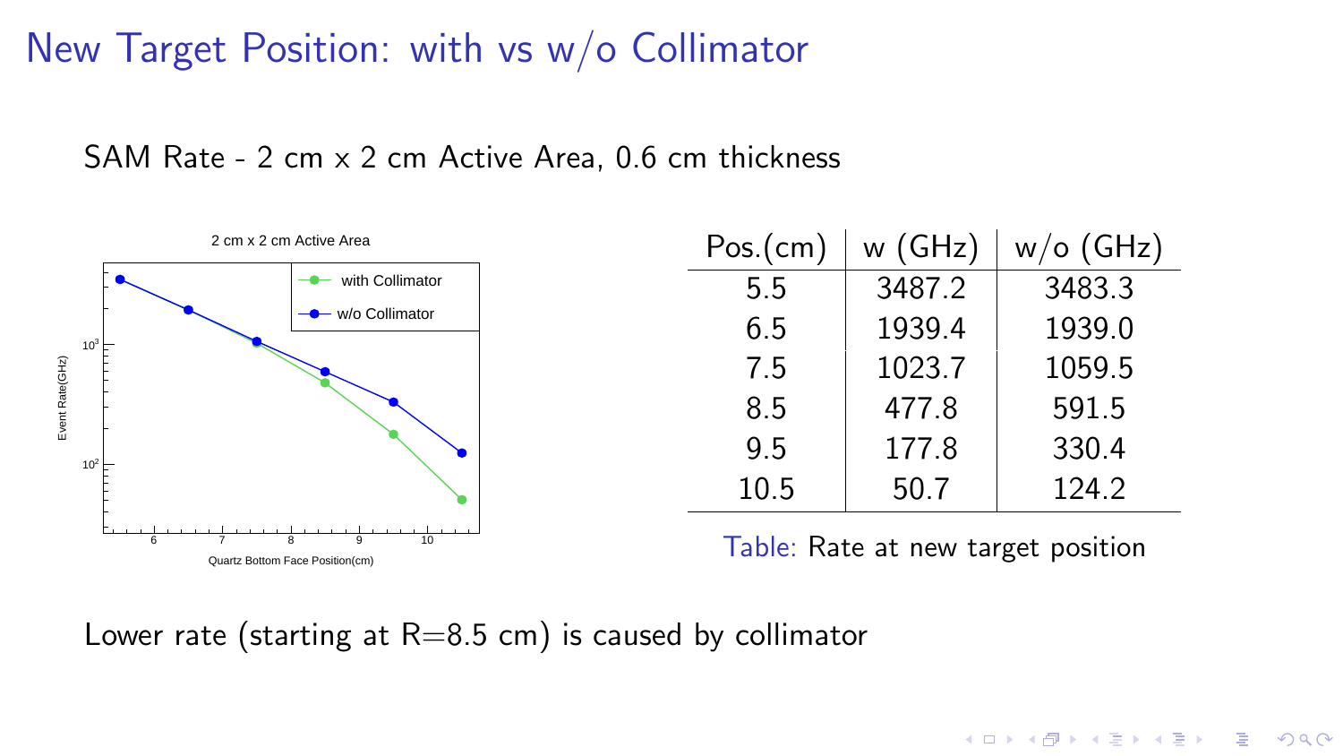# New Target Position: with vs w/o Collimator

SAM Rate - 2 cm x 2 cm Active Area, 0.6 cm thickness

| Pos.(cm) | w (GHz) | w/o (GHz) |
|---|---|---|
| 5.5 | 3487.2 | 3483.3 |
| 6.5 | 1939.4 | 1939.0 |
| 7.5 | 1023.7 | 1059.5 |
| 8.5 | 477.8 | 591.5 |
| 9.5 | 177.8 | 330.4 |
| 10.5 | 50.7 | 124.2 |

Table: Rate at new target position

Lower rate (starting at R=8.5 cm) is caused by collimator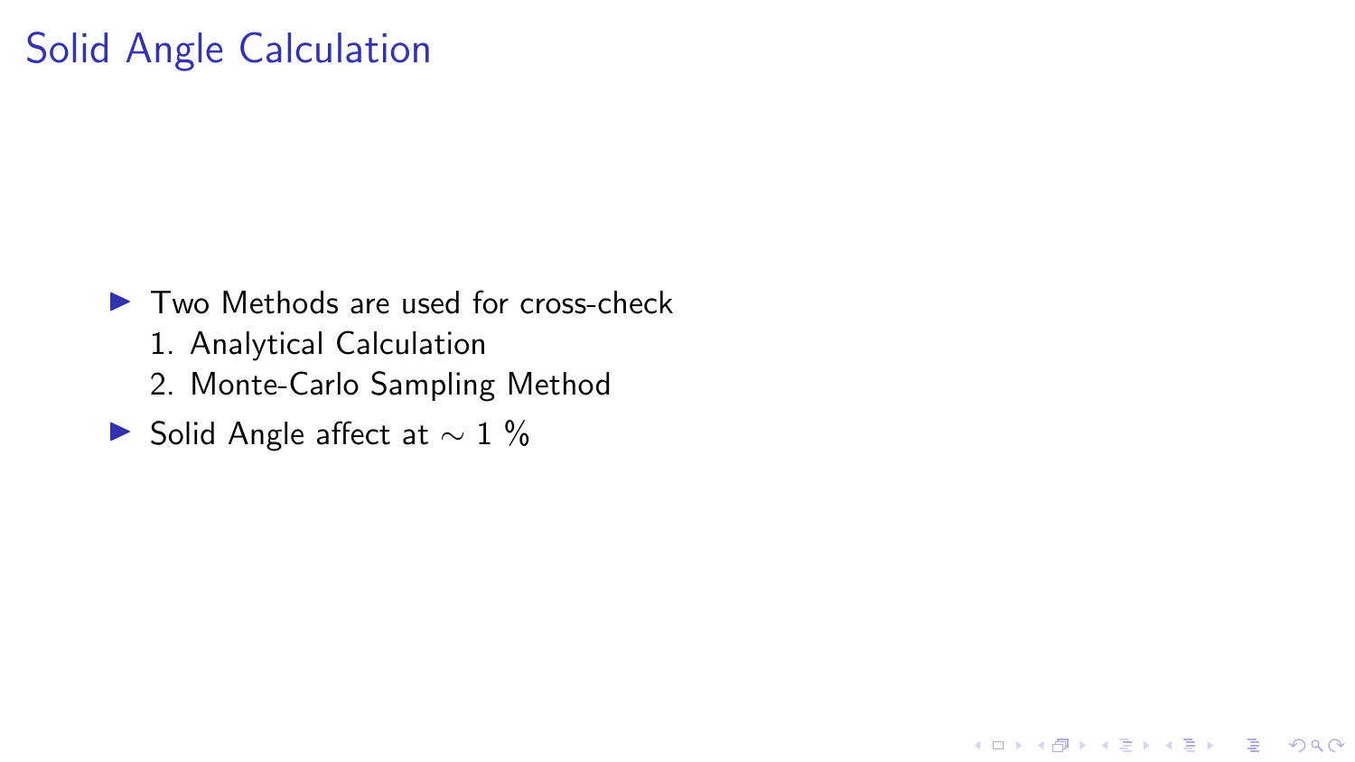# Solid Angle Calculation

- Two Methods are used for cross-check
  1. Analytical Calculation
  2. Monte-Carlo Sampling Method
- Solid Angle affect at $\sim 1$ %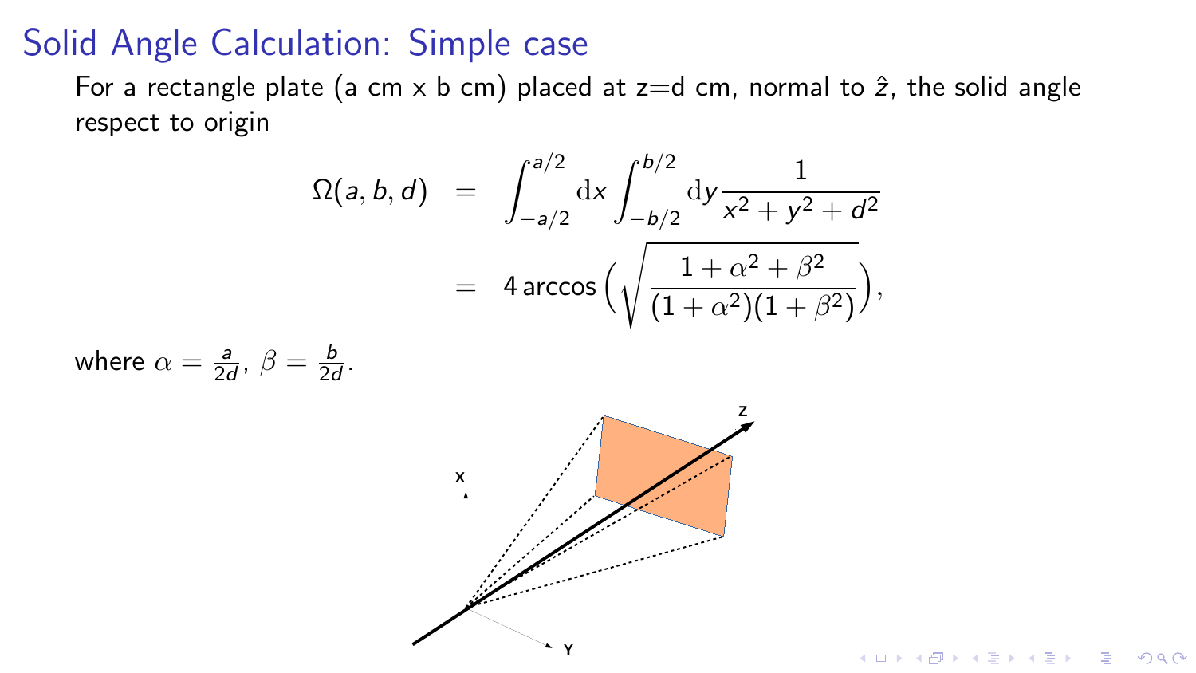# Solid Angle Calculation: Simple case

For a rectangle plate (a cm x b cm) placed at z=d cm, normal to $\hat{z}$, the solid angle respect to origin

$$
\begin{aligned}
\Omega(a, b, d) &= \int_{-a/2}^{a/2} \mathrm{d}x \int_{-b/2}^{b/2} \mathrm{d}y \frac{1}{x^2 + y^2 + d^2} \\
&= 4 \arccos\left(\sqrt{\frac{1 + \alpha^2 + \beta^2}{(1 + \alpha^2)(1 + \beta^2)}}\right),
\end{aligned}
$$

where $\alpha = \frac{a}{2d}$, $\beta = \frac{b}{2d}$.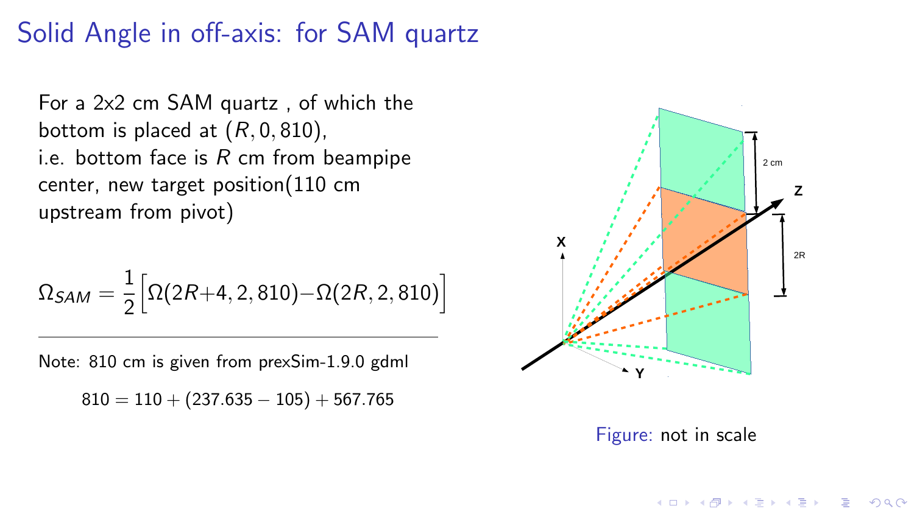# Solid Angle in off-axis: for SAM quartz

For a 2x2 cm SAM quartz , of which the bottom is placed at $(R, 0, 810)$, i.e. bottom face is $R$ cm from beampipe center, new target position(110 cm upstream from pivot)

$$\Omega_{SAM} = \frac{1}{2}\Big[\Omega(2R{+}4, 2, 810) - \Omega(2R, 2, 810)\Big]$$

---

Note: 810 cm is given from prexSim-1.9.0 gdml

$$810 = 110 + (237.635 - 105) + 567.765$$

Figure: not in scale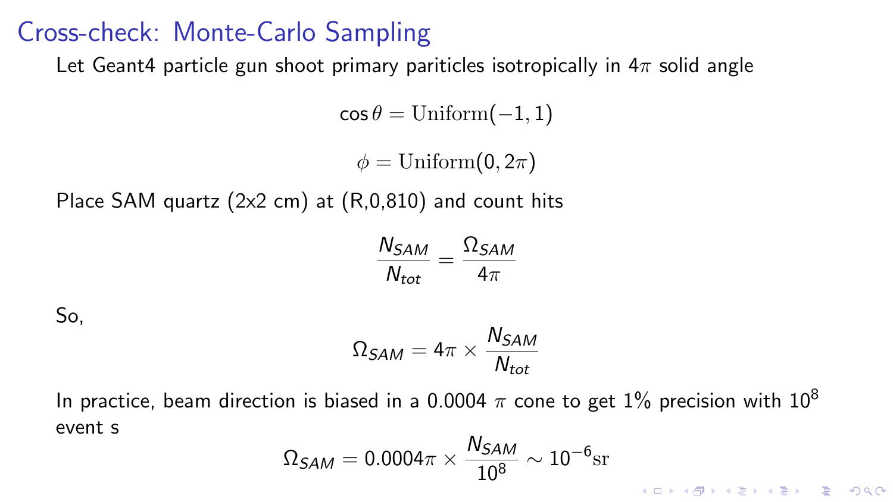# Cross-check: Monte-Carlo Sampling

Let Geant4 particle gun shoot primary pariticles isotropically in $4\pi$ solid angle

$$\cos\theta = \mathrm{Uniform}(-1, 1)$$

$$\phi = \mathrm{Uniform}(0, 2\pi)$$

Place SAM quartz (2x2 cm) at (R,0,810) and count hits

$$\frac{N_{SAM}}{N_{tot}} = \frac{\Omega_{SAM}}{4\pi}$$

So,

$$\Omega_{SAM} = 4\pi \times \frac{N_{SAM}}{N_{tot}}$$

In practice, beam direction is biased in a 0.0004 $\pi$ cone to get 1% precision with $10^8$ event s

$$\Omega_{SAM} = 0.0004\pi \times \frac{N_{SAM}}{10^8} \sim 10^{-6}\mathrm{sr}$$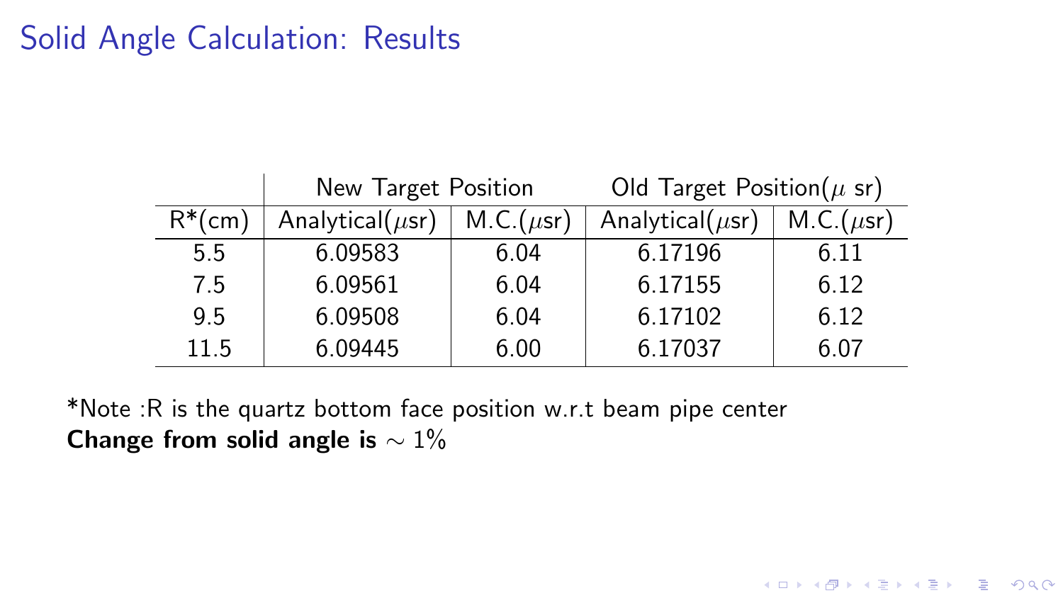# Solid Angle Calculation: Results

| | New Target Position | | Old Target Position($\mu$ sr) | |
|---|---|---|---|---|
| R*(cm) | Analytical($\mu$sr) | M.C.($\mu$sr) | Analytical($\mu$sr) | M.C.($\mu$sr) |
| 5.5 | 6.09583 | 6.04 | 6.17196 | 6.11 |
| 7.5 | 6.09561 | 6.04 | 6.17155 | 6.12 |
| 9.5 | 6.09508 | 6.04 | 6.17102 | 6.12 |
| 11.5 | 6.09445 | 6.00 | 6.17037 | 6.07 |

*Note :R is the quartz bottom face position w.r.t beam pipe center

**Change from solid angle is** $\sim 1\%$